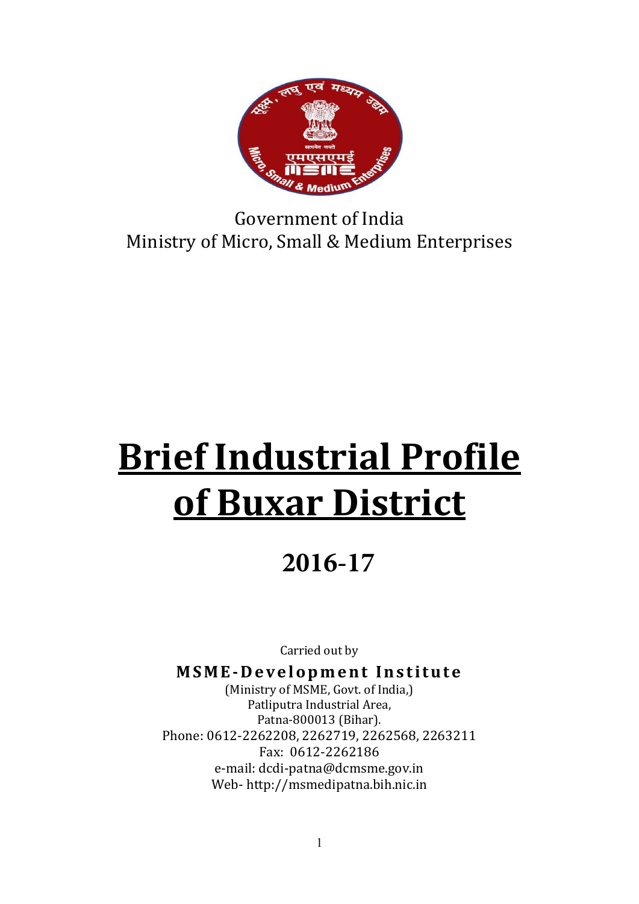Government of India
Ministry of Micro, Small & Medium Enterprises

# Brief Industrial Profile of Buxar District

## 2016-17

Carried out by

**MSME-Development Institute**

(Ministry of MSME, Govt. of India,)
Patliputra Industrial Area,
Patna-800013 (Bihar).
Phone: 0612-2262208, 2262719, 2262568, 2263211
Fax: 0612-2262186
e-mail: dcdi-patna@dcmsme.gov.in
Web- http://msmedipatna.bih.nic.in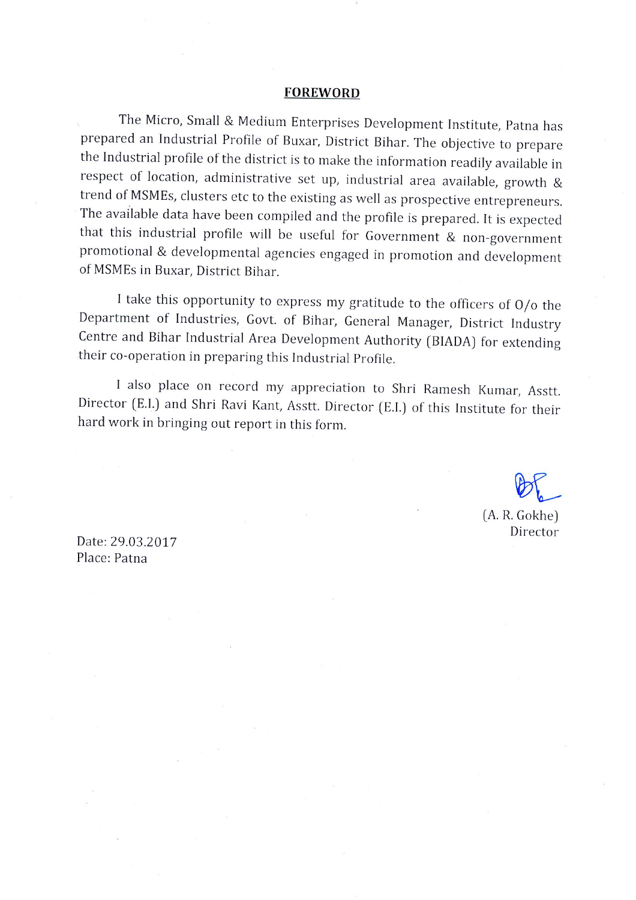## FOREWORD

The Micro, Small & Medium Enterprises Development Institute, Patna has prepared an Industrial Profile of Buxar, District Bihar. The objective to prepare the Industrial profile of the district is to make the information readily available in respect of location, administrative set up, industrial area available, growth & trend of MSMEs, clusters etc to the existing as well as prospective entrepreneurs. The available data have been compiled and the profile is prepared. It is expected that this industrial profile will be useful for Government & non-government promotional & developmental agencies engaged in promotion and development of MSMEs in Buxar, District Bihar.

I take this opportunity to express my gratitude to the officers of O/o the Department of Industries, Govt. of Bihar, General Manager, District Industry Centre and Bihar Industrial Area Development Authority (BIADA) for extending their co-operation in preparing this Industrial Profile.

I also place on record my appreciation to Shri Ramesh Kumar, Asstt. Director (E.I.) and Shri Ravi Kant, Asstt. Director (E.I.) of this Institute for their hard work in bringing out report in this form.

(A. R. Gokhe)
Director

Date: 29.03.2017
Place: Patna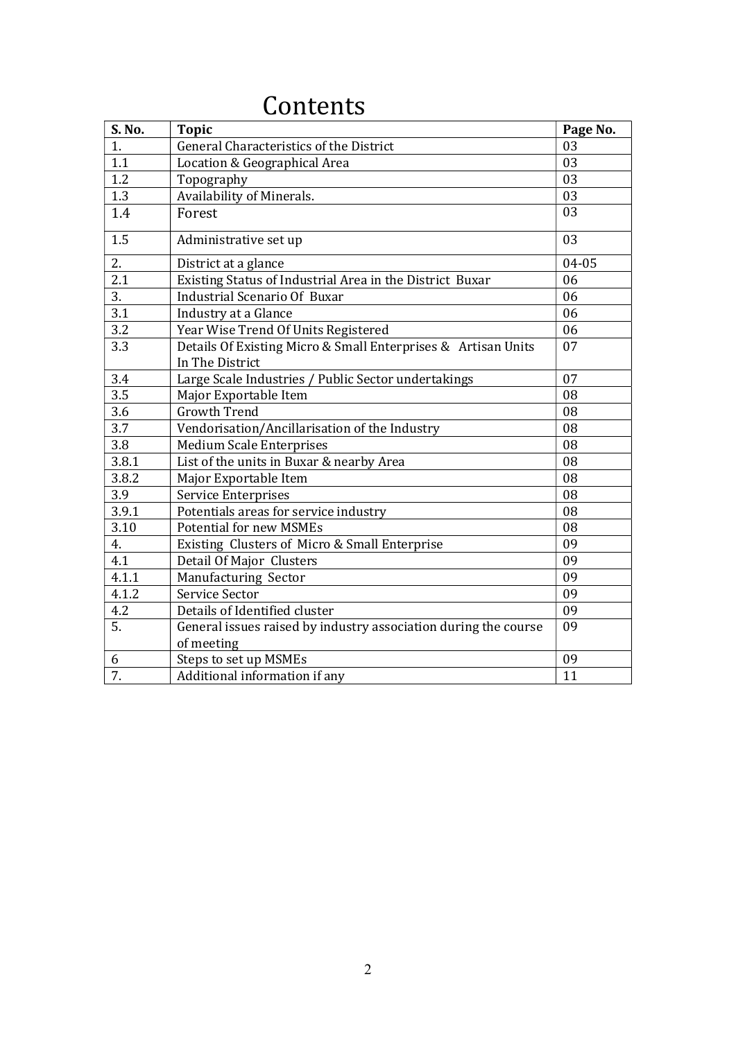# Contents

| S. No. | Topic | Page No. |
|---|---|---|
| 1. | General Characteristics of the District | 03 |
| 1.1 | Location & Geographical Area | 03 |
| 1.2 | Topography | 03 |
| 1.3 | Availability of Minerals. | 03 |
| 1.4 | Forest | 03 |
| 1.5 | Administrative set up | 03 |
| 2. | District at a glance | 04-05 |
| 2.1 | Existing Status of Industrial Area in the District Buxar | 06 |
| 3. | Industrial Scenario Of Buxar | 06 |
| 3.1 | Industry at a Glance | 06 |
| 3.2 | Year Wise Trend Of Units Registered | 06 |
| 3.3 | Details Of Existing Micro & Small Enterprises & Artisan Units In The District | 07 |
| 3.4 | Large Scale Industries / Public Sector undertakings | 07 |
| 3.5 | Major Exportable Item | 08 |
| 3.6 | Growth Trend | 08 |
| 3.7 | Vendorisation/Ancillarisation of the Industry | 08 |
| 3.8 | Medium Scale Enterprises | 08 |
| 3.8.1 | List of the units in Buxar & nearby Area | 08 |
| 3.8.2 | Major Exportable Item | 08 |
| 3.9 | Service Enterprises | 08 |
| 3.9.1 | Potentials areas for service industry | 08 |
| 3.10 | Potential for new MSMEs | 08 |
| 4. | Existing Clusters of Micro & Small Enterprise | 09 |
| 4.1 | Detail Of Major Clusters | 09 |
| 4.1.1 | Manufacturing Sector | 09 |
| 4.1.2 | Service Sector | 09 |
| 4.2 | Details of Identified cluster | 09 |
| 5. | General issues raised by industry association during the course of meeting | 09 |
| 6 | Steps to set up MSMEs | 09 |
| 7. | Additional information if any | 11 |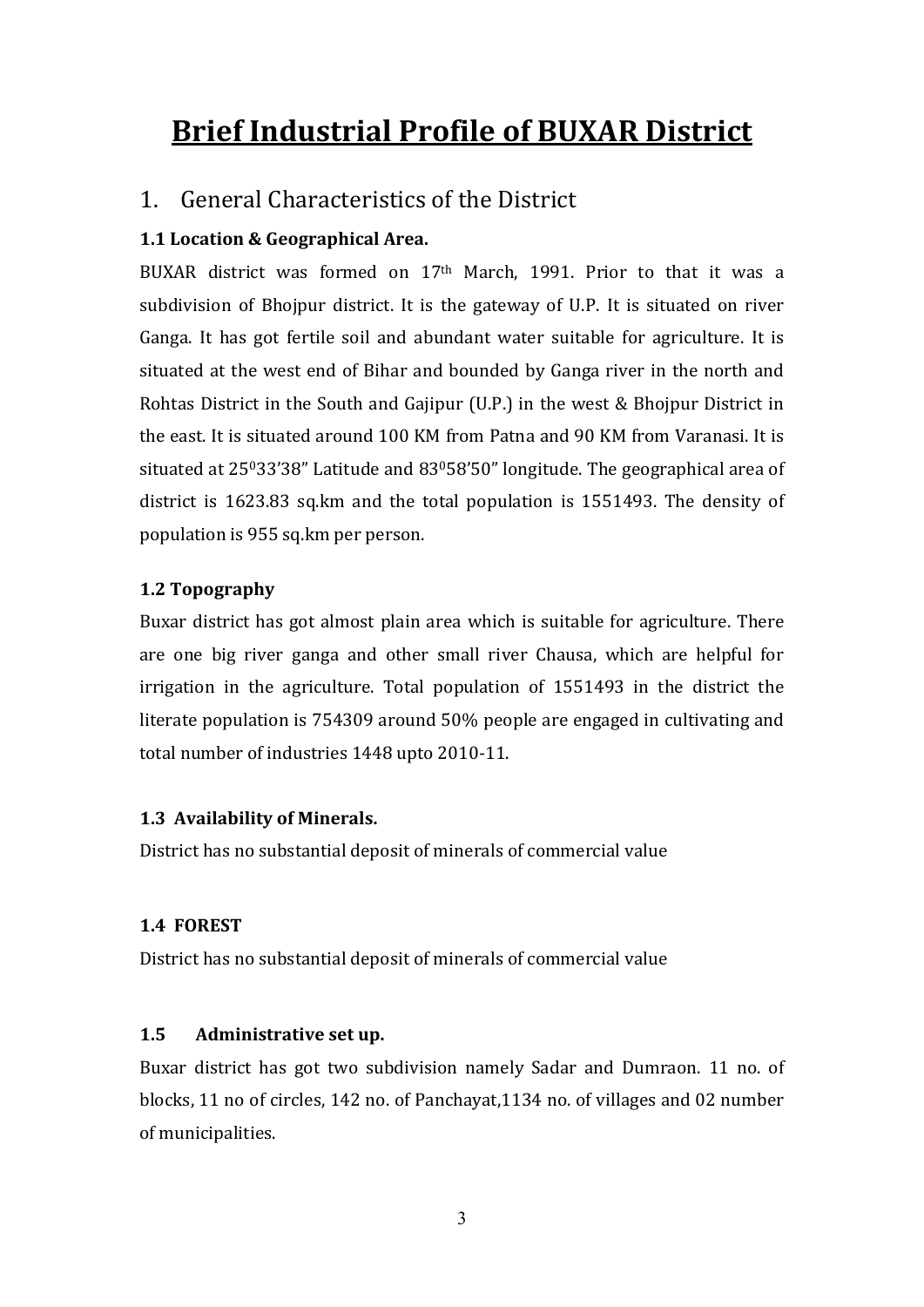# Brief Industrial Profile of BUXAR District

## 1. General Characteristics of the District

### 1.1 Location & Geographical Area.

BUXAR district was formed on 17th March, 1991. Prior to that it was a subdivision of Bhojpur district. It is the gateway of U.P. It is situated on river Ganga. It has got fertile soil and abundant water suitable for agriculture. It is situated at the west end of Bihar and bounded by Ganga river in the north and Rohtas District in the South and Gajipur (U.P.) in the west & Bhojpur District in the east. It is situated around 100 KM from Patna and 90 KM from Varanasi. It is situated at $25^0 33'38''$ Latitude and $83^0 58'50''$ longitude. The geographical area of district is 1623.83 sq.km and the total population is 1551493. The density of population is 955 sq.km per person.

### 1.2 Topography

Buxar district has got almost plain area which is suitable for agriculture. There are one big river ganga and other small river Chausa, which are helpful for irrigation in the agriculture. Total population of 1551493 in the district the literate population is 754309 around 50% people are engaged in cultivating and total number of industries 1448 upto 2010-11.

### 1.3 Availability of Minerals.

District has no substantial deposit of minerals of commercial value

### 1.4 FOREST

District has no substantial deposit of minerals of commercial value

### 1.5 Administrative set up.

Buxar district has got two subdivision namely Sadar and Dumraon. 11 no. of blocks, 11 no of circles, 142 no. of Panchayat,1134 no. of villages and 02 number of municipalities.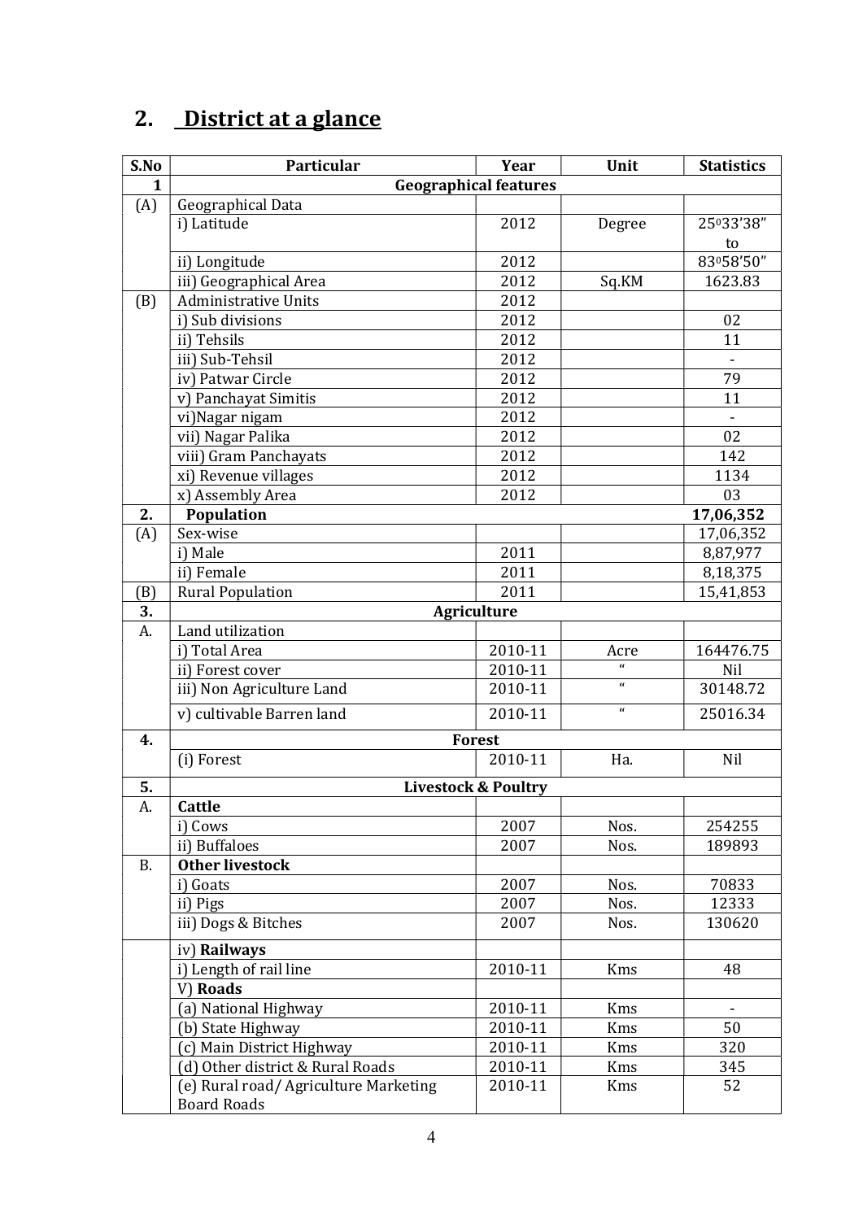## 2. District at a glance

| S.No | Particular | Year | Unit | Statistics |
|---|---|---|---|---|
| 1 | Geographical features | | | |
| (A) | Geographical Data | | | |
| | i) Latitude | 2012 | Degree | 25°33'38" to |
| | ii) Longitude | 2012 | | 83°58'50" |
| | iii) Geographical Area | 2012 | Sq.KM | 1623.83 |
| (B) | Administrative Units | 2012 | | |
| | i) Sub divisions | 2012 | | 02 |
| | ii) Tehsils | 2012 | | 11 |
| | iii) Sub-Tehsil | 2012 | | - |
| | iv) Patwar Circle | 2012 | | 79 |
| | v) Panchayat Simitis | 2012 | | 11 |
| | vi)Nagar nigam | 2012 | | - |
| | vii) Nagar Palika | 2012 | | 02 |
| | viii) Gram Panchayats | 2012 | | 142 |
| | xi) Revenue villages | 2012 | | 1134 |
| | x) Assembly Area | 2012 | | 03 |
| **2.** | **Population** | | | **17,06,352** |
| (A) | Sex-wise | | | 17,06,352 |
| | i) Male | 2011 | | 8,87,977 |
| | ii) Female | 2011 | | 8,18,375 |
| (B) | Rural Population | 2011 | | 15,41,853 |
| **3.** | **Agriculture** | | | |
| A. | Land utilization | | | |
| | i) Total Area | 2010-11 | Acre | 164476.75 |
| | ii) Forest cover | 2010-11 | " | Nil |
| | iii) Non Agriculture Land | 2010-11 | " | 30148.72 |
| | v) cultivable Barren land | 2010-11 | " | 25016.34 |
| **4.** | **Forest** | | | |
| | (i) Forest | 2010-11 | Ha. | Nil |
| **5.** | **Livestock & Poultry** | | | |
| A. | **Cattle** | | | |
| | i) Cows | 2007 | Nos. | 254255 |
| | ii) Buffaloes | 2007 | Nos. | 189893 |
| B. | **Other livestock** | | | |
| | i) Goats | 2007 | Nos. | 70833 |
| | ii) Pigs | 2007 | Nos. | 12333 |
| | iii) Dogs & Bitches | 2007 | Nos. | 130620 |
| | iv) **Railways** | | | |
| | i) Length of rail line | 2010-11 | Kms | 48 |
| | V) **Roads** | | | |
| | (a) National Highway | 2010-11 | Kms | - |
| | (b) State Highway | 2010-11 | Kms | 50 |
| | (c) Main District Highway | 2010-11 | Kms | 320 |
| | (d) Other district & Rural Roads | 2010-11 | Kms | 345 |
| | (e) Rural road/ Agriculture Marketing Board Roads | 2010-11 | Kms | 52 |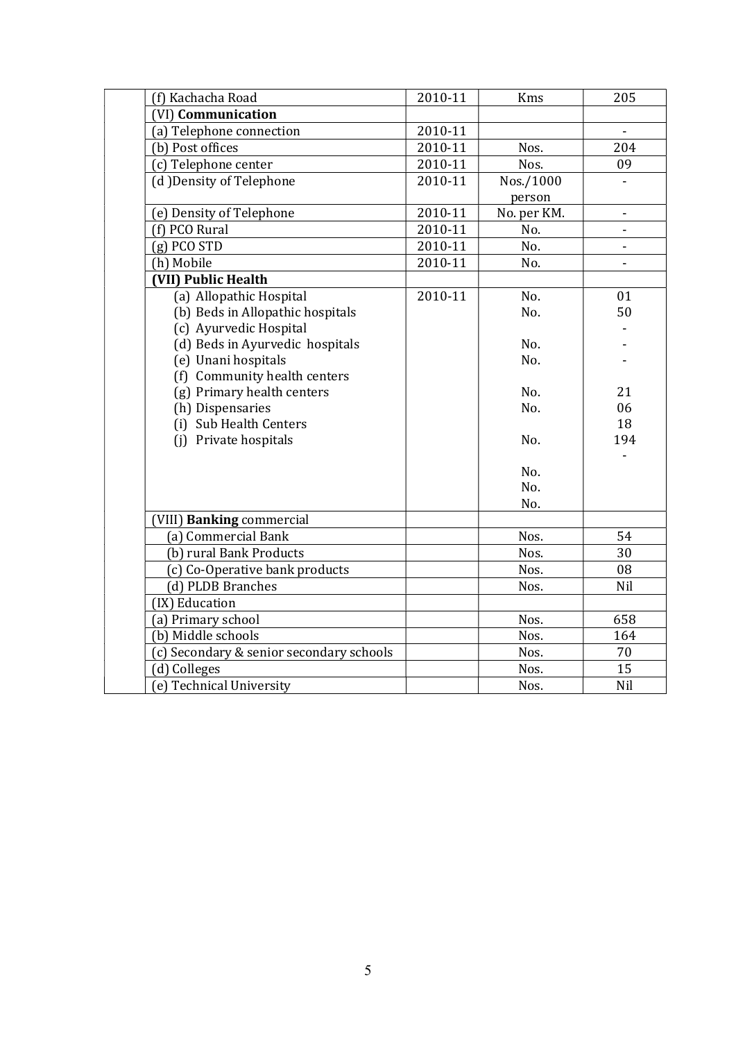| | | | |
|---|---|---|---|
| (f) Kachacha Road | 2010-11 | Kms | 205 |
| (VI) **Communication** | | | |
| (a) Telephone connection | 2010-11 | | - |
| (b) Post offices | 2010-11 | Nos. | 204 |
| (c) Telephone center | 2010-11 | Nos. | 09 |
| (d )Density of Telephone | 2010-11 | Nos./1000 person | - |
| (e) Density of Telephone | 2010-11 | No. per KM. | - |
| (f) PCO Rural | 2010-11 | No. | - |
| (g) PCO STD | 2010-11 | No. | - |
| (h) Mobile | 2010-11 | No. | - |
| **(VII) Public Health** | | | |
| (a) Allopathic Hospital | 2010-11 | No. | 01 |
| (b) Beds in Allopathic hospitals | | No. | 50 |
| (c) Ayurvedic Hospital | | | - |
| (d) Beds in Ayurvedic hospitals | | No. | - |
| (e) Unani hospitals | | No. | - |
| (f) Community health centers | | | |
| (g) Primary health centers | | No. | 21 |
| (h) Dispensaries | | No. | 06 |
| (i) Sub Health Centers | | | 18 |
| (j) Private hospitals | | No. | 194 |
| | | | - |
| | | No. | |
| | | No. | |
| | | No. | |
| (VIII) **Banking** commercial | | | |
| (a) Commercial Bank | | Nos. | 54 |
| (b) rural Bank Products | | Nos. | 30 |
| (c) Co-Operative bank products | | Nos. | 08 |
| (d) PLDB Branches | | Nos. | Nil |
| (IX) Education | | | |
| (a) Primary school | | Nos. | 658 |
| (b) Middle schools | | Nos. | 164 |
| (c) Secondary & senior secondary schools | | Nos. | 70 |
| (d) Colleges | | Nos. | 15 |
| (e) Technical University | | Nos. | Nil |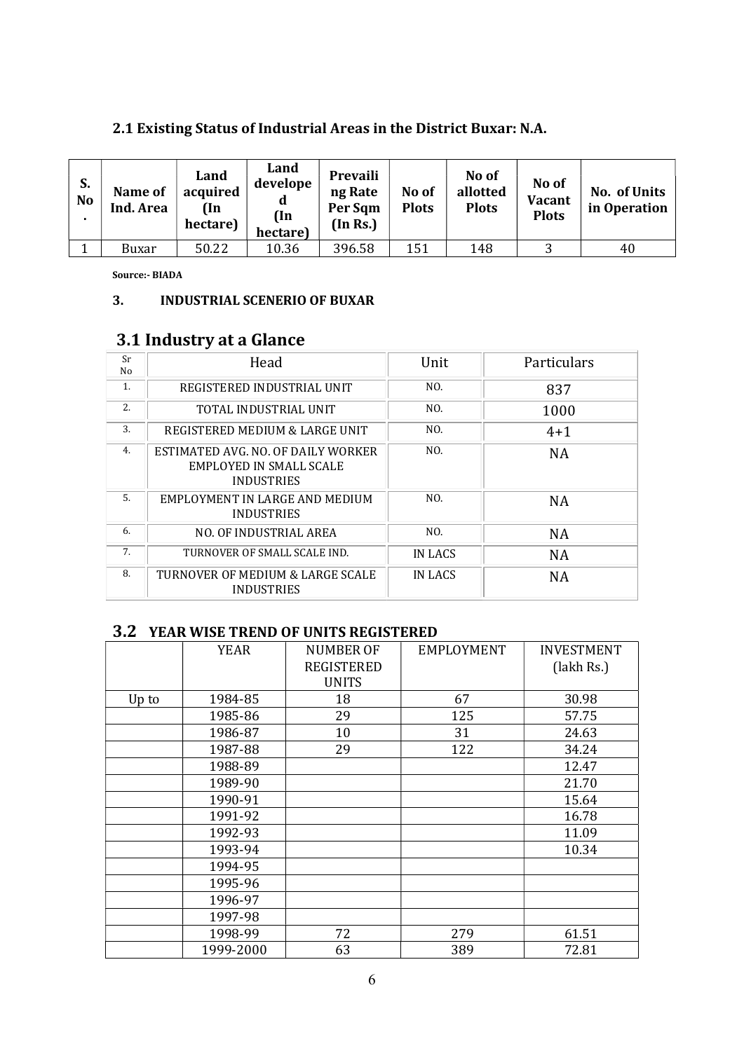### 2.1 Existing Status of Industrial Areas in the District Buxar: N.A.

| S. No. | Name of Ind. Area | Land acquired (In hectare) | Land developed (In hectare) | Prevailing Rate Per Sqm (In Rs.) | No of Plots | No of allotted Plots | No of Vacant Plots | No. of Units in Operation |
|---|---|---|---|---|---|---|---|---|
| 1 | Buxar | 50.22 | 10.36 | 396.58 | 151 | 148 | 3 | 40 |

**Source:- BIADA**

## 3. INDUSTRIAL SCENERIO OF BUXAR

### 3.1 Industry at a Glance

| Sr No | Head | Unit | Particulars |
|---|---|---|---|
| 1. | REGISTERED INDUSTRIAL UNIT | NO. | 837 |
| 2. | TOTAL INDUSTRIAL UNIT | NO. | 1000 |
| 3. | REGISTERED MEDIUM & LARGE UNIT | NO. | 4+1 |
| 4. | ESTIMATED AVG. NO. OF DAILY WORKER EMPLOYED IN SMALL SCALE INDUSTRIES | NO. | NA |
| 5. | EMPLOYMENT IN LARGE AND MEDIUM INDUSTRIES | NO. | NA |
| 6. | NO. OF INDUSTRIAL AREA | NO. | NA |
| 7. | TURNOVER OF SMALL SCALE IND. | IN LACS | NA |
| 8. | TURNOVER OF MEDIUM & LARGE SCALE INDUSTRIES | IN LACS | NA |

### 3.2 YEAR WISE TREND OF UNITS REGISTERED

| | YEAR | NUMBER OF REGISTERED UNITS | EMPLOYMENT | INVESTMENT (lakh Rs.) |
|---|---|---|---|---|
| Up to | 1984-85 | 18 | 67 | 30.98 |
| | 1985-86 | 29 | 125 | 57.75 |
| | 1986-87 | 10 | 31 | 24.63 |
| | 1987-88 | 29 | 122 | 34.24 |
| | 1988-89 | | | 12.47 |
| | 1989-90 | | | 21.70 |
| | 1990-91 | | | 15.64 |
| | 1991-92 | | | 16.78 |
| | 1992-93 | | | 11.09 |
| | 1993-94 | | | 10.34 |
| | 1994-95 | | | |
| | 1995-96 | | | |
| | 1996-97 | | | |
| | 1997-98 | | | |
| | 1998-99 | 72 | 279 | 61.51 |
| | 1999-2000 | 63 | 389 | 72.81 |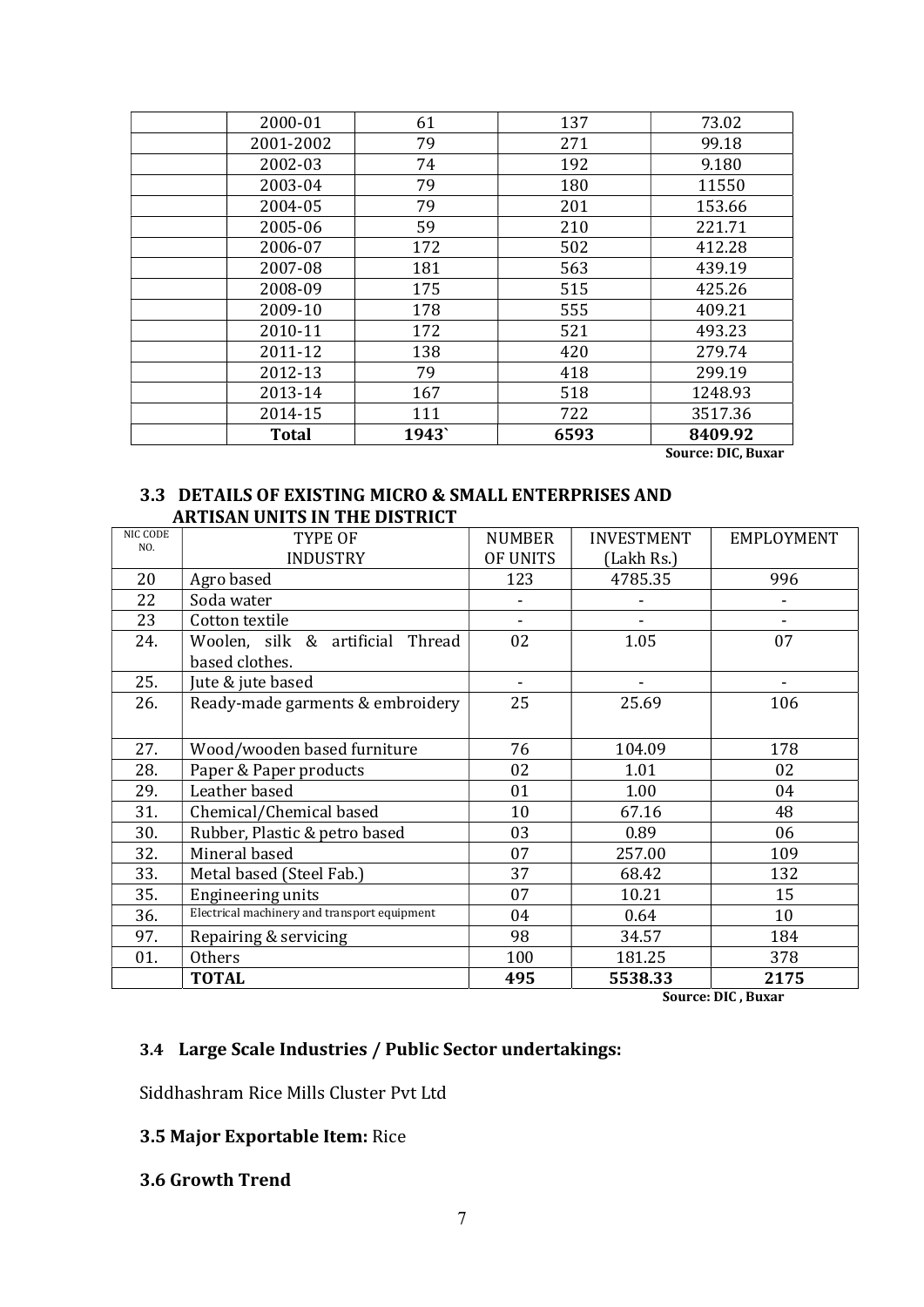| | 2000-01 | 61 | 137 | 73.02 |
|---|---|---|---|---|
| | 2001-2002 | 79 | 271 | 99.18 |
| | 2002-03 | 74 | 192 | 9.180 |
| | 2003-04 | 79 | 180 | 11550 |
| | 2004-05 | 79 | 201 | 153.66 |
| | 2005-06 | 59 | 210 | 221.71 |
| | 2006-07 | 172 | 502 | 412.28 |
| | 2007-08 | 181 | 563 | 439.19 |
| | 2008-09 | 175 | 515 | 425.26 |
| | 2009-10 | 178 | 555 | 409.21 |
| | 2010-11 | 172 | 521 | 493.23 |
| | 2011-12 | 138 | 420 | 279.74 |
| | 2012-13 | 79 | 418 | 299.19 |
| | 2013-14 | 167 | 518 | 1248.93 |
| | 2014-15 | 111 | 722 | 3517.36 |
| | **Total** | **1943`** | **6593** | **8409.92** |

**Source: DIC, Buxar**

### 3.3 DETAILS OF EXISTING MICRO & SMALL ENTERPRISES AND ARTISAN UNITS IN THE DISTRICT

| NIC CODE NO. | TYPE OF INDUSTRY | NUMBER OF UNITS | INVESTMENT (Lakh Rs.) | EMPLOYMENT |
|---|---|---|---|---|
| 20 | Agro based | 123 | 4785.35 | 996 |
| 22 | Soda water | - | - | - |
| 23 | Cotton textile | - | - | - |
| 24. | Woolen, silk & artificial Thread based clothes. | 02 | 1.05 | 07 |
| 25. | Jute & jute based | - | - | - |
| 26. | Ready-made garments & embroidery | 25 | 25.69 | 106 |
| 27. | Wood/wooden based furniture | 76 | 104.09 | 178 |
| 28. | Paper & Paper products | 02 | 1.01 | 02 |
| 29. | Leather based | 01 | 1.00 | 04 |
| 31. | Chemical/Chemical based | 10 | 67.16 | 48 |
| 30. | Rubber, Plastic & petro based | 03 | 0.89 | 06 |
| 32. | Mineral based | 07 | 257.00 | 109 |
| 33. | Metal based (Steel Fab.) | 37 | 68.42 | 132 |
| 35. | Engineering units | 07 | 10.21 | 15 |
| 36. | Electrical machinery and transport equipment | 04 | 0.64 | 10 |
| 97. | Repairing & servicing | 98 | 34.57 | 184 |
| 01. | Others | 100 | 181.25 | 378 |
| | **TOTAL** | **495** | **5538.33** | **2175** |

**Source: DIC , Buxar**

### 3.4 Large Scale Industries / Public Sector undertakings:

Siddhashram Rice Mills Cluster Pvt Ltd

### 3.5 Major Exportable Item: Rice

### 3.6 Growth Trend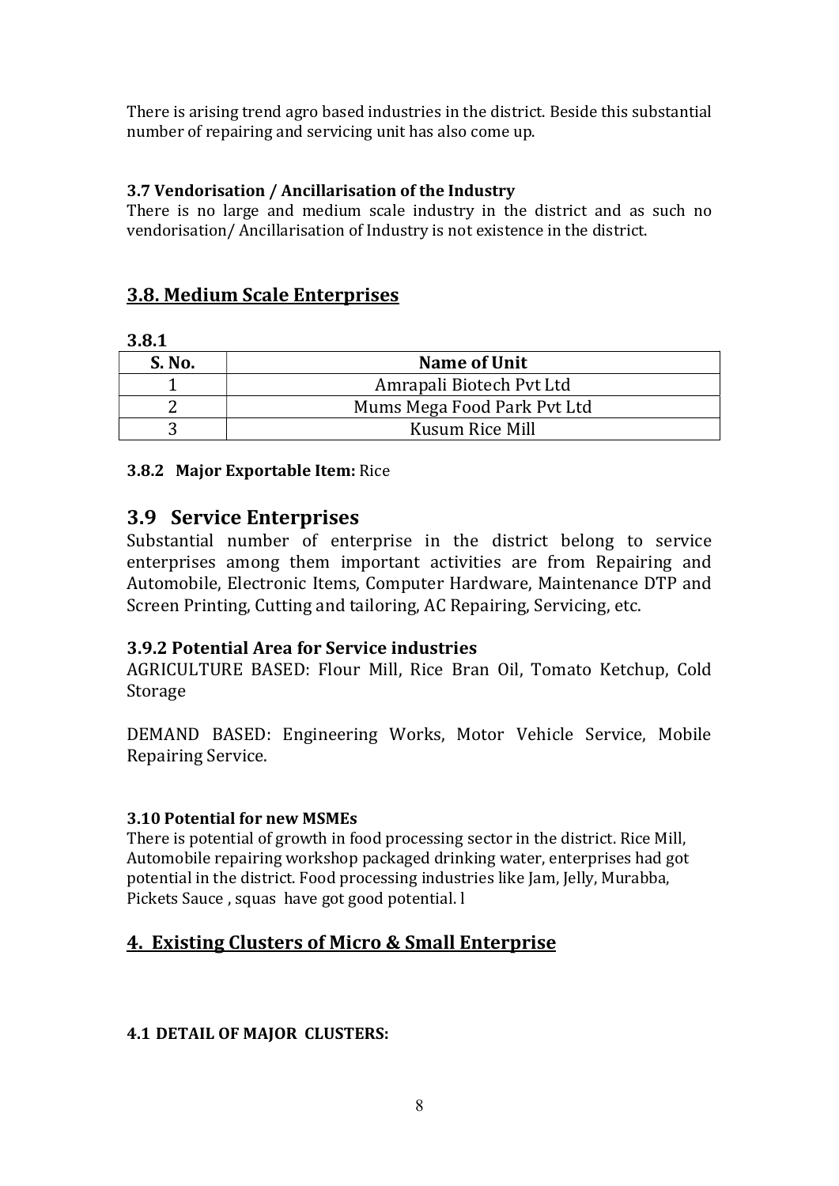There is arising trend agro based industries in the district. Beside this substantial number of repairing and servicing unit has also come up.

**3.7 Vendorisation / Ancillarisation of the Industry**

There is no large and medium scale industry in the district and as such no vendorisation/ Ancillarisation of Industry is not existence in the district.

## 3.8. Medium Scale Enterprises

**3.8.1**

| S. No. | Name of Unit |
|---|---|
| 1 | Amrapali Biotech Pvt Ltd |
| 2 | Mums Mega Food Park Pvt Ltd |
| 3 | Kusum Rice Mill |

**3.8.2 Major Exportable Item:** Rice

## 3.9 Service Enterprises

Substantial number of enterprise in the district belong to service enterprises among them important activities are from Repairing and Automobile, Electronic Items, Computer Hardware, Maintenance DTP and Screen Printing, Cutting and tailoring, AC Repairing, Servicing, etc.

### 3.9.2 Potential Area for Service industries

AGRICULTURE BASED: Flour Mill, Rice Bran Oil, Tomato Ketchup, Cold Storage

DEMAND BASED: Engineering Works, Motor Vehicle Service, Mobile Repairing Service.

**3.10 Potential for new MSMEs**

There is potential of growth in food processing sector in the district. Rice Mill, Automobile repairing workshop packaged drinking water, enterprises had got potential in the district. Food processing industries like Jam, Jelly, Murabba, Pickets Sauce , squas have got good potential. l

## 4. Existing Clusters of Micro & Small Enterprise

**4.1 DETAIL OF MAJOR CLUSTERS:**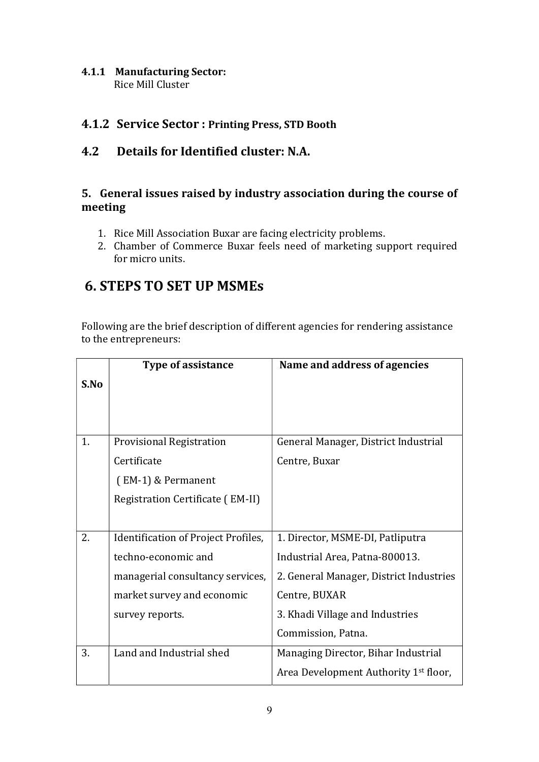#### 4.1.1 Manufacturing Sector:

Rice Mill Cluster

### 4.1.2 Service Sector : Printing Press, STD Booth

### 4.2 Details for Identified cluster: N.A.

### 5. General issues raised by industry association during the course of meeting

1. Rice Mill Association Buxar are facing electricity problems.
2. Chamber of Commerce Buxar feels need of marketing support required for micro units.

## 6. STEPS TO SET UP MSMEs

Following are the brief description of different agencies for rendering assistance to the entrepreneurs:

| S.No | Type of assistance | Name and address of agencies |
|---|---|---|
| 1. | Provisional Registration Certificate ( EM-1) & Permanent Registration Certificate ( EM-II) | General Manager, District Industrial Centre, Buxar |
| 2. | Identification of Project Profiles, techno-economic and managerial consultancy services, market survey and economic survey reports. | 1. Director, MSME-DI, Patliputra Industrial Area, Patna-800013. 2. General Manager, District Industries Centre, BUXAR 3. Khadi Village and Industries Commission, Patna. |
| 3. | Land and Industrial shed | Managing Director, Bihar Industrial Area Development Authority 1st floor, |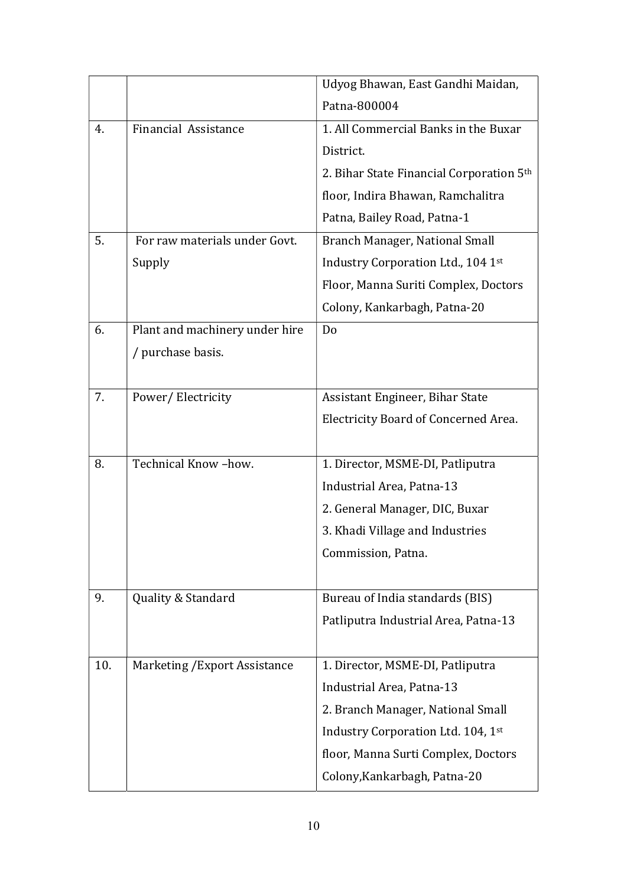|  |  |  |
|---|---|---|
|  |  | Udyog Bhawan, East Gandhi Maidan, Patna-800004 |
| 4. | Financial Assistance | 1. All Commercial Banks in the Buxar District.<br>2. Bihar State Financial Corporation 5th floor, Indira Bhawan, Ramchalitra Patna, Bailey Road, Patna-1 |
| 5. | For raw materials under Govt. Supply | Branch Manager, National Small Industry Corporation Ltd., 104 1st Floor, Manna Suriti Complex, Doctors Colony, Kankarbagh, Patna-20 |
| 6. | Plant and machinery under hire / purchase basis. | Do |
| 7. | Power/ Electricity | Assistant Engineer, Bihar State Electricity Board of Concerned Area. |
| 8. | Technical Know –how. | 1. Director, MSME-DI, Patliputra Industrial Area, Patna-13<br>2. General Manager, DIC, Buxar<br>3. Khadi Village and Industries Commission, Patna. |
| 9. | Quality & Standard | Bureau of India standards (BIS) Patliputra Industrial Area, Patna-13 |
| 10. | Marketing /Export Assistance | 1. Director, MSME-DI, Patliputra Industrial Area, Patna-13<br>2. Branch Manager, National Small Industry Corporation Ltd. 104, 1st floor, Manna Surti Complex, Doctors Colony,Kankarbagh, Patna-20 |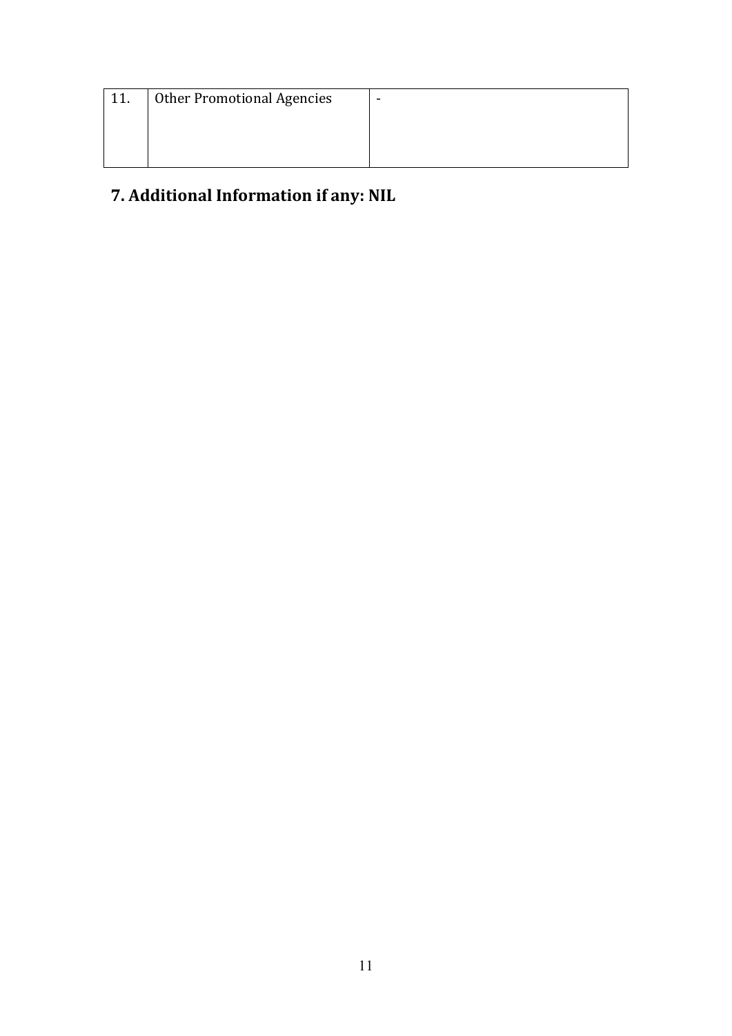| | | |
|---|---|---|
| 11. | Other Promotional Agencies | - |

## 7. Additional Information if any: NIL